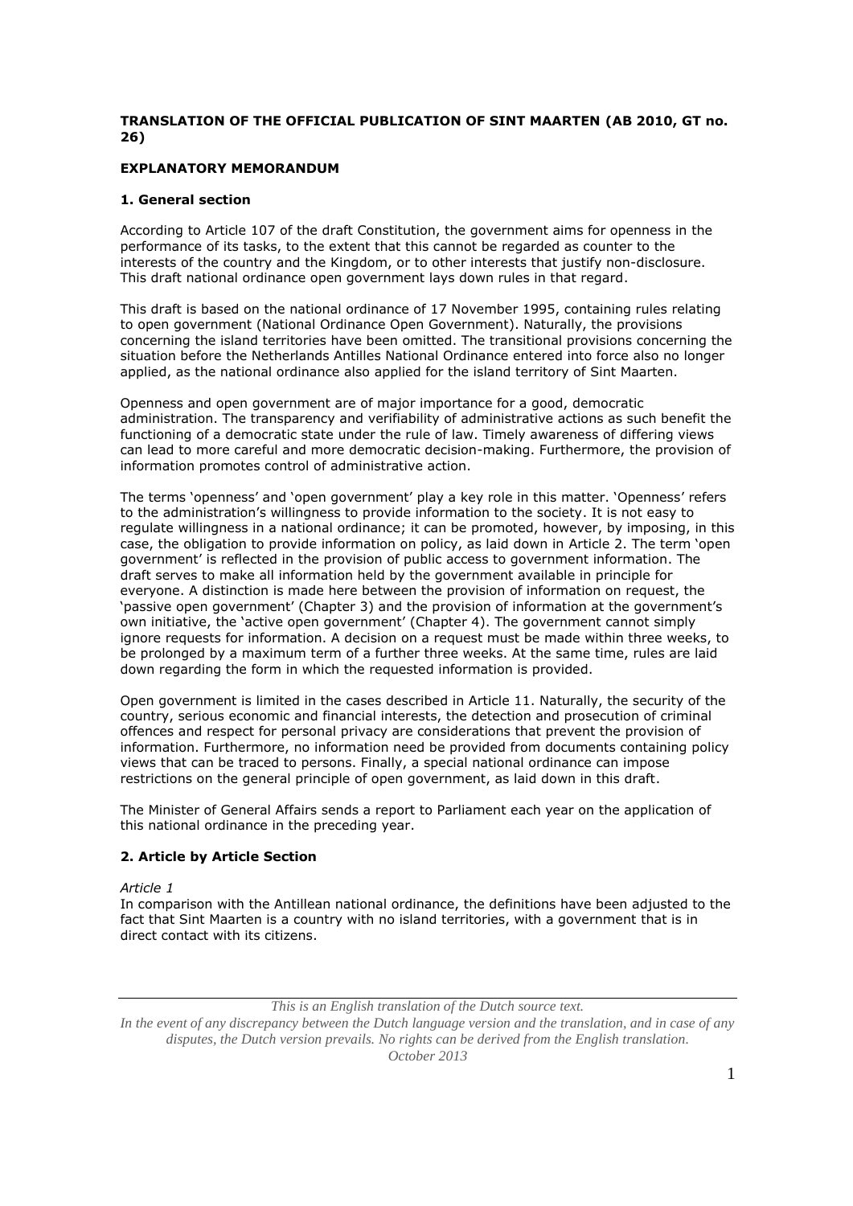**TRANSLATION OF THE OFFICIAL PUBLICATION OF SINT MAARTEN (AB 2010, GT no. 26)**

**EXPLANATORY MEMORANDUM**

## 1. General section

According to Article 107 of the draft Constitution, the government aims for openness in the performance of its tasks, to the extent that this cannot be regarded as counter to the interests of the country and the Kingdom, or to other interests that justify non-disclosure. This draft national ordinance open government lays down rules in that regard.

This draft is based on the national ordinance of 17 November 1995, containing rules relating to open government (National Ordinance Open Government). Naturally, the provisions concerning the island territories have been omitted. The transitional provisions concerning the situation before the Netherlands Antilles National Ordinance entered into force also no longer applied, as the national ordinance also applied for the island territory of Sint Maarten.

Openness and open government are of major importance for a good, democratic administration. The transparency and verifiability of administrative actions as such benefit the functioning of a democratic state under the rule of law. Timely awareness of differing views can lead to more careful and more democratic decision-making. Furthermore, the provision of information promotes control of administrative action.

The terms 'openness' and 'open government' play a key role in this matter. 'Openness' refers to the administration's willingness to provide information to the society. It is not easy to regulate willingness in a national ordinance; it can be promoted, however, by imposing, in this case, the obligation to provide information on policy, as laid down in Article 2. The term 'open government' is reflected in the provision of public access to government information. The draft serves to make all information held by the government available in principle for everyone. A distinction is made here between the provision of information on request, the 'passive open government' (Chapter 3) and the provision of information at the government's own initiative, the 'active open government' (Chapter 4). The government cannot simply ignore requests for information. A decision on a request must be made within three weeks, to be prolonged by a maximum term of a further three weeks. At the same time, rules are laid down regarding the form in which the requested information is provided.

Open government is limited in the cases described in Article 11. Naturally, the security of the country, serious economic and financial interests, the detection and prosecution of criminal offences and respect for personal privacy are considerations that prevent the provision of information. Furthermore, no information need be provided from documents containing policy views that can be traced to persons. Finally, a special national ordinance can impose restrictions on the general principle of open government, as laid down in this draft.

The Minister of General Affairs sends a report to Parliament each year on the application of this national ordinance in the preceding year.

## 2. Article by Article Section

*Article 1*
In comparison with the Antillean national ordinance, the definitions have been adjusted to the fact that Sint Maarten is a country with no island territories, with a government that is in direct contact with its citizens.

*This is an English translation of the Dutch source text.*
*In the event of any discrepancy between the Dutch language version and the translation, and in case of any disputes, the Dutch version prevails. No rights can be derived from the English translation.*
*October 2013*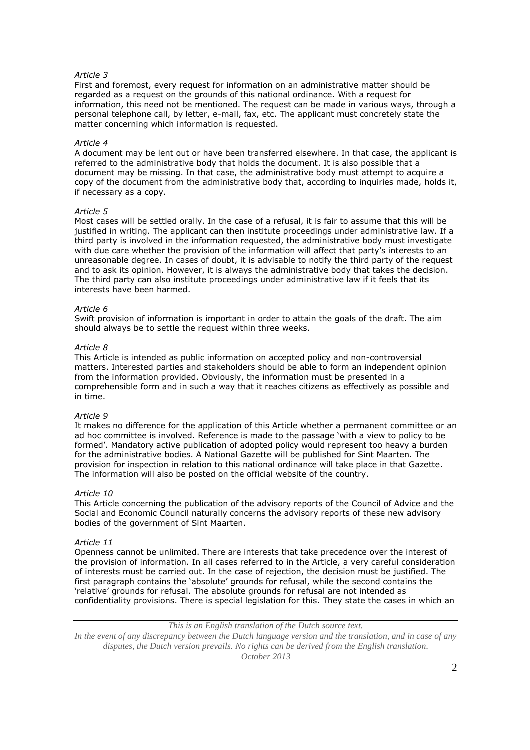*Article 3*

First and foremost, every request for information on an administrative matter should be regarded as a request on the grounds of this national ordinance. With a request for information, this need not be mentioned. The request can be made in various ways, through a personal telephone call, by letter, e-mail, fax, etc. The applicant must concretely state the matter concerning which information is requested.

*Article 4*

A document may be lent out or have been transferred elsewhere. In that case, the applicant is referred to the administrative body that holds the document. It is also possible that a document may be missing. In that case, the administrative body must attempt to acquire a copy of the document from the administrative body that, according to inquiries made, holds it, if necessary as a copy.

*Article 5*

Most cases will be settled orally. In the case of a refusal, it is fair to assume that this will be justified in writing. The applicant can then institute proceedings under administrative law. If a third party is involved in the information requested, the administrative body must investigate with due care whether the provision of the information will affect that party's interests to an unreasonable degree. In cases of doubt, it is advisable to notify the third party of the request and to ask its opinion. However, it is always the administrative body that takes the decision. The third party can also institute proceedings under administrative law if it feels that its interests have been harmed.

*Article 6*

Swift provision of information is important in order to attain the goals of the draft. The aim should always be to settle the request within three weeks.

*Article 8*

This Article is intended as public information on accepted policy and non-controversial matters. Interested parties and stakeholders should be able to form an independent opinion from the information provided. Obviously, the information must be presented in a comprehensible form and in such a way that it reaches citizens as effectively as possible and in time.

*Article 9*

It makes no difference for the application of this Article whether a permanent committee or an ad hoc committee is involved. Reference is made to the passage 'with a view to policy to be formed'. Mandatory active publication of adopted policy would represent too heavy a burden for the administrative bodies. A National Gazette will be published for Sint Maarten. The provision for inspection in relation to this national ordinance will take place in that Gazette. The information will also be posted on the official website of the country.

*Article 10*

This Article concerning the publication of the advisory reports of the Council of Advice and the Social and Economic Council naturally concerns the advisory reports of these new advisory bodies of the government of Sint Maarten.

*Article 11*

Openness cannot be unlimited. There are interests that take precedence over the interest of the provision of information. In all cases referred to in the Article, a very careful consideration of interests must be carried out. In the case of rejection, the decision must be justified. The first paragraph contains the 'absolute' grounds for refusal, while the second contains the 'relative' grounds for refusal. The absolute grounds for refusal are not intended as confidentiality provisions. There is special legislation for this. They state the cases in which an

*This is an English translation of the Dutch source text.*
*In the event of any discrepancy between the Dutch language version and the translation, and in case of any disputes, the Dutch version prevails. No rights can be derived from the English translation.*
*October 2013*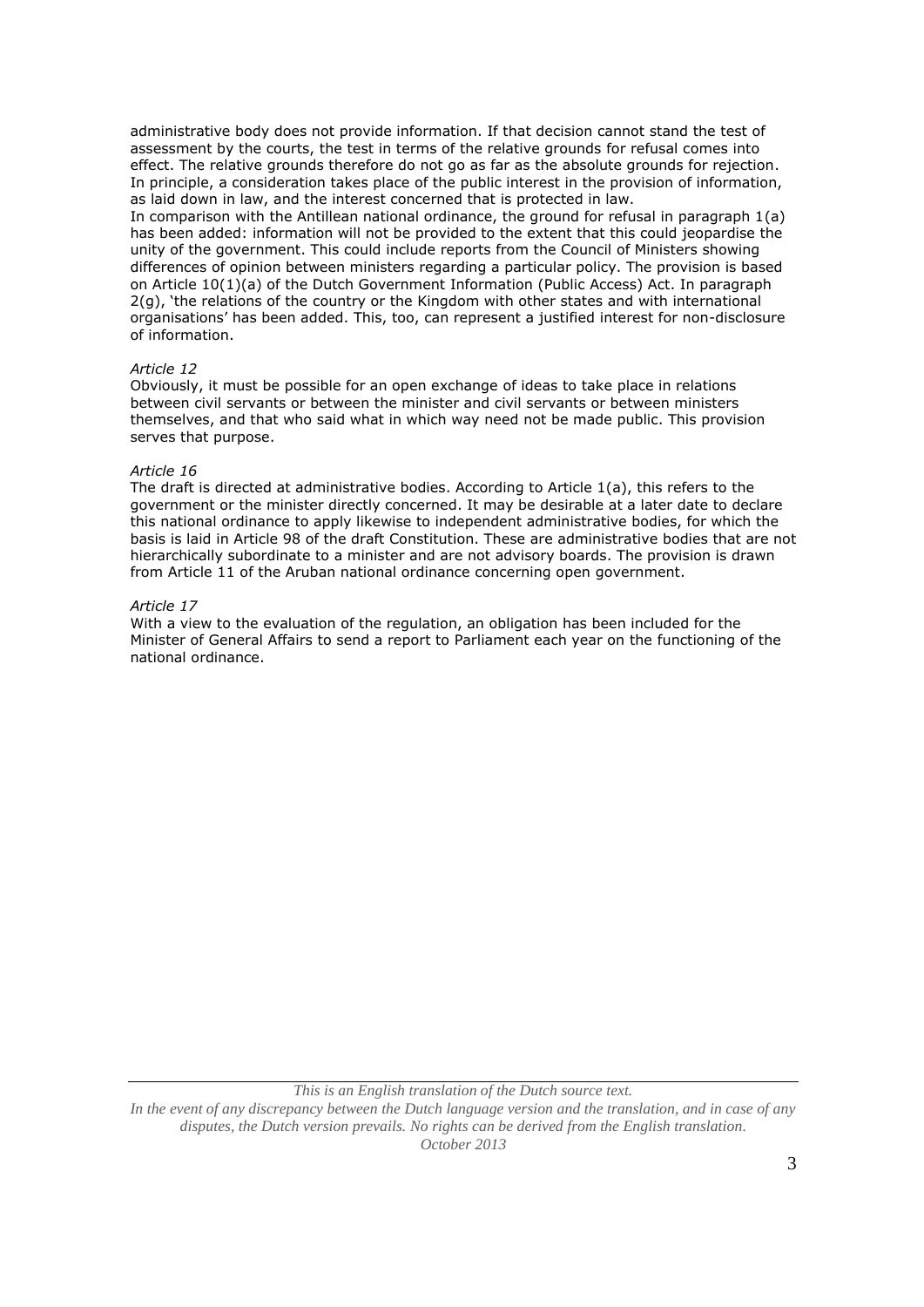administrative body does not provide information. If that decision cannot stand the test of assessment by the courts, the test in terms of the relative grounds for refusal comes into effect. The relative grounds therefore do not go as far as the absolute grounds for rejection. In principle, a consideration takes place of the public interest in the provision of information, as laid down in law, and the interest concerned that is protected in law.
In comparison with the Antillean national ordinance, the ground for refusal in paragraph 1(a) has been added: information will not be provided to the extent that this could jeopardise the unity of the government. This could include reports from the Council of Ministers showing differences of opinion between ministers regarding a particular policy. The provision is based on Article 10(1)(a) of the Dutch Government Information (Public Access) Act. In paragraph 2(g), 'the relations of the country or the Kingdom with other states and with international organisations' has been added. This, too, can represent a justified interest for non-disclosure of information.

*Article 12*
Obviously, it must be possible for an open exchange of ideas to take place in relations between civil servants or between the minister and civil servants or between ministers themselves, and that who said what in which way need not be made public. This provision serves that purpose.

*Article 16*
The draft is directed at administrative bodies. According to Article 1(a), this refers to the government or the minister directly concerned. It may be desirable at a later date to declare this national ordinance to apply likewise to independent administrative bodies, for which the basis is laid in Article 98 of the draft Constitution. These are administrative bodies that are not hierarchically subordinate to a minister and are not advisory boards. The provision is drawn from Article 11 of the Aruban national ordinance concerning open government.

*Article 17*
With a view to the evaluation of the regulation, an obligation has been included for the Minister of General Affairs to send a report to Parliament each year on the functioning of the national ordinance.

*This is an English translation of the Dutch source text.*
*In the event of any discrepancy between the Dutch language version and the translation, and in case of any disputes, the Dutch version prevails. No rights can be derived from the English translation.*
*October 2013*